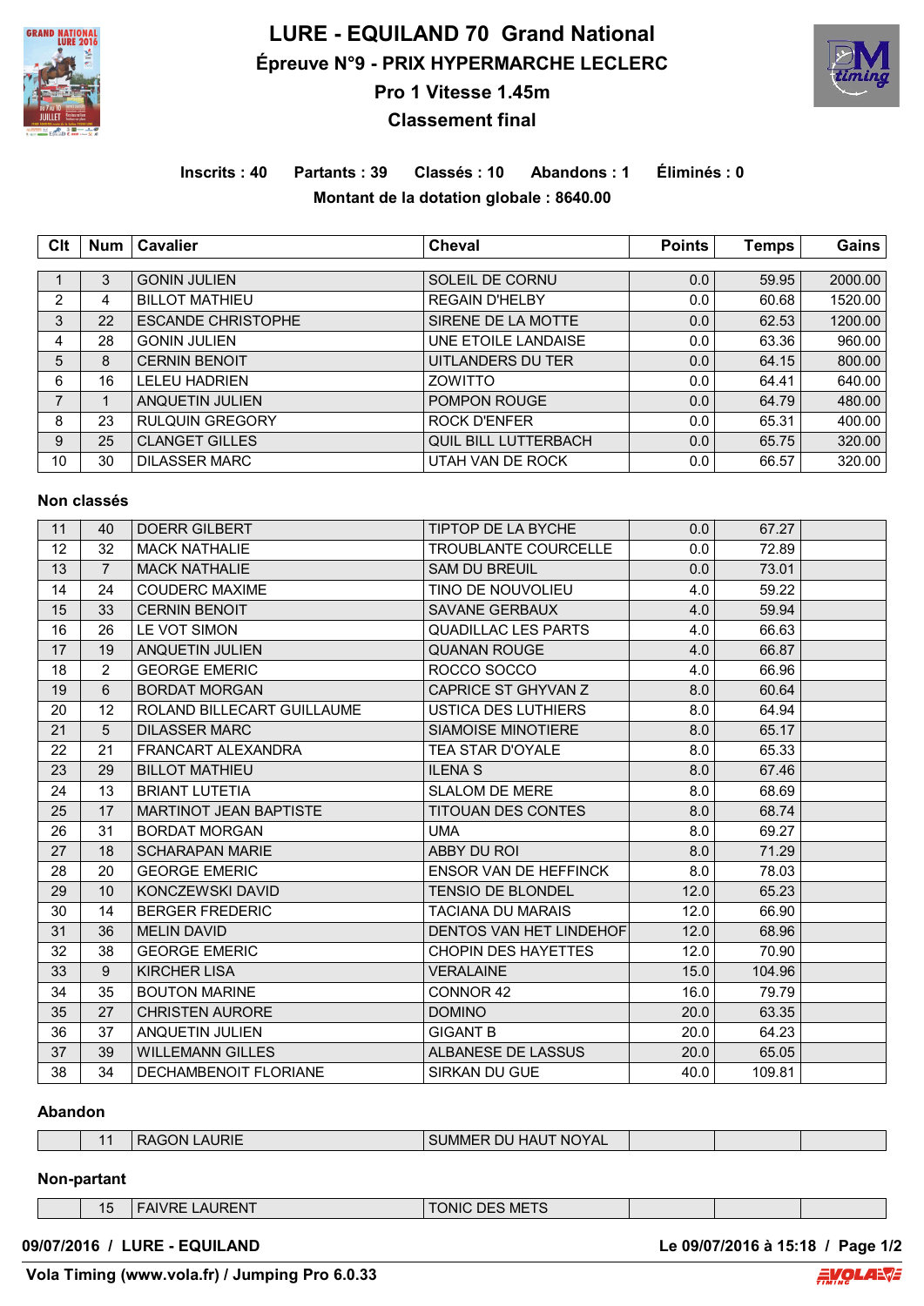# LURE - EQUILAND 70 Grand National

## Épreuve N°9 - PRIX HYPERMARCHE LECLERC

## Pro 1 Vitesse 1.45m

## Classement final

**Inscrits : 40 Partants : 39 Classés : 10 Abandons : 1 Éliminés : 0**

**Montant de la dotation globale : 8640.00**

| Clt | Num | Cavalier | Cheval | Points | Temps | Gains |
|---|---|---|---|---|---|---|
| 1 | 3 | GONIN JULIEN | SOLEIL DE CORNU | 0.0 | 59.95 | 2000.00 |
| 2 | 4 | BILLOT MATHIEU | REGAIN D'HELBY | 0.0 | 60.68 | 1520.00 |
| 3 | 22 | ESCANDE CHRISTOPHE | SIRENE DE LA MOTTE | 0.0 | 62.53 | 1200.00 |
| 4 | 28 | GONIN JULIEN | UNE ETOILE LANDAISE | 0.0 | 63.36 | 960.00 |
| 5 | 8 | CERNIN BENOIT | UITLANDERS DU TER | 0.0 | 64.15 | 800.00 |
| 6 | 16 | LELEU HADRIEN | ZOWITTO | 0.0 | 64.41 | 640.00 |
| 7 | 1 | ANQUETIN JULIEN | POMPON ROUGE | 0.0 | 64.79 | 480.00 |
| 8 | 23 | RULQUIN GREGORY | ROCK D'ENFER | 0.0 | 65.31 | 400.00 |
| 9 | 25 | CLANGET GILLES | QUIL BILL LUTTERBACH | 0.0 | 65.75 | 320.00 |
| 10 | 30 | DILASSER MARC | UTAH VAN DE ROCK | 0.0 | 66.57 | 320.00 |

### Non classés

| Clt | Num | Cavalier | Cheval | Points | Temps | Gains |
|---|---|---|---|---|---|---|
| 11 | 40 | DOERR GILBERT | TIPTOP DE LA BYCHE | 0.0 | 67.27 | |
| 12 | 32 | MACK NATHALIE | TROUBLANTE COURCELLE | 0.0 | 72.89 | |
| 13 | 7 | MACK NATHALIE | SAM DU BREUIL | 0.0 | 73.01 | |
| 14 | 24 | COUDERC MAXIME | TINO DE NOUVOLIEU | 4.0 | 59.22 | |
| 15 | 33 | CERNIN BENOIT | SAVANE GERBAUX | 4.0 | 59.94 | |
| 16 | 26 | LE VOT SIMON | QUADILLAC LES PARTS | 4.0 | 66.63 | |
| 17 | 19 | ANQUETIN JULIEN | QUANAN ROUGE | 4.0 | 66.87 | |
| 18 | 2 | GEORGE EMERIC | ROCCO SOCCO | 4.0 | 66.96 | |
| 19 | 6 | BORDAT MORGAN | CAPRICE ST GHYVAN Z | 8.0 | 60.64 | |
| 20 | 12 | ROLAND BILLECART GUILLAUME | USTICA DES LUTHIERS | 8.0 | 64.94 | |
| 21 | 5 | DILASSER MARC | SIAMOISE MINOTIERE | 8.0 | 65.17 | |
| 22 | 21 | FRANCART ALEXANDRA | TEA STAR D'OYALE | 8.0 | 65.33 | |
| 23 | 29 | BILLOT MATHIEU | ILENA S | 8.0 | 67.46 | |
| 24 | 13 | BRIANT LUTETIA | SLALOM DE MERE | 8.0 | 68.69 | |
| 25 | 17 | MARTINOT JEAN BAPTISTE | TITOUAN DES CONTES | 8.0 | 68.74 | |
| 26 | 31 | BORDAT MORGAN | UMA | 8.0 | 69.27 | |
| 27 | 18 | SCHARAPAN MARIE | ABBY DU ROI | 8.0 | 71.29 | |
| 28 | 20 | GEORGE EMERIC | ENSOR VAN DE HEFFINCK | 8.0 | 78.03 | |
| 29 | 10 | KONCZEWSKI DAVID | TENSIO DE BLONDEL | 12.0 | 65.23 | |
| 30 | 14 | BERGER FREDERIC | TACIANA DU MARAIS | 12.0 | 66.90 | |
| 31 | 36 | MELIN DAVID | DENTOS VAN HET LINDEHOF | 12.0 | 68.96 | |
| 32 | 38 | GEORGE EMERIC | CHOPIN DES HAYETTES | 12.0 | 70.90 | |
| 33 | 9 | KIRCHER LISA | VERALAINE | 15.0 | 104.96 | |
| 34 | 35 | BOUTON MARINE | CONNOR 42 | 16.0 | 79.79 | |
| 35 | 27 | CHRISTEN AURORE | DOMINO | 20.0 | 63.35 | |
| 36 | 37 | ANQUETIN JULIEN | GIGANT B | 20.0 | 64.23 | |
| 37 | 39 | WILLEMANN GILLES | ALBANESE DE LASSUS | 20.0 | 65.05 | |
| 38 | 34 | DECHAMBENOIT FLORIANE | SIRKAN DU GUE | 40.0 | 109.81 | |

### Abandon

| Clt | Num | Cavalier | Cheval | Points | Temps | Gains |
|---|---|---|---|---|---|---|
| | 11 | RAGON LAURIE | SUMMER DU HAUT NOYAL | | | |

### Non-partant

| Clt | Num | Cavalier | Cheval | Points | Temps | Gains |
|---|---|---|---|---|---|---|
| | 15 | FAIVRE LAURENT | TONIC DES METS | | | |

**09/07/2016 / LURE - EQUILAND** **Le 09/07/2016 à 15:18**

**Vola Timing (www.vola.fr) / Jumping Pro 6.0.33**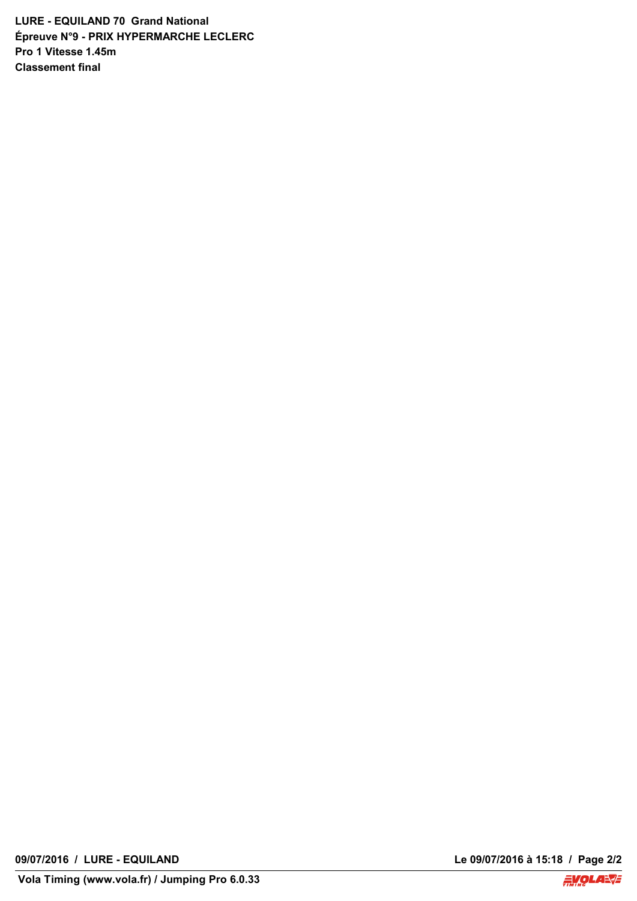**LURE - EQUILAND 70 Grand National**
**Épreuve N°9 - PRIX HYPERMARCHE LECLERC**
**Pro 1 Vitesse 1.45m**
**Classement final**